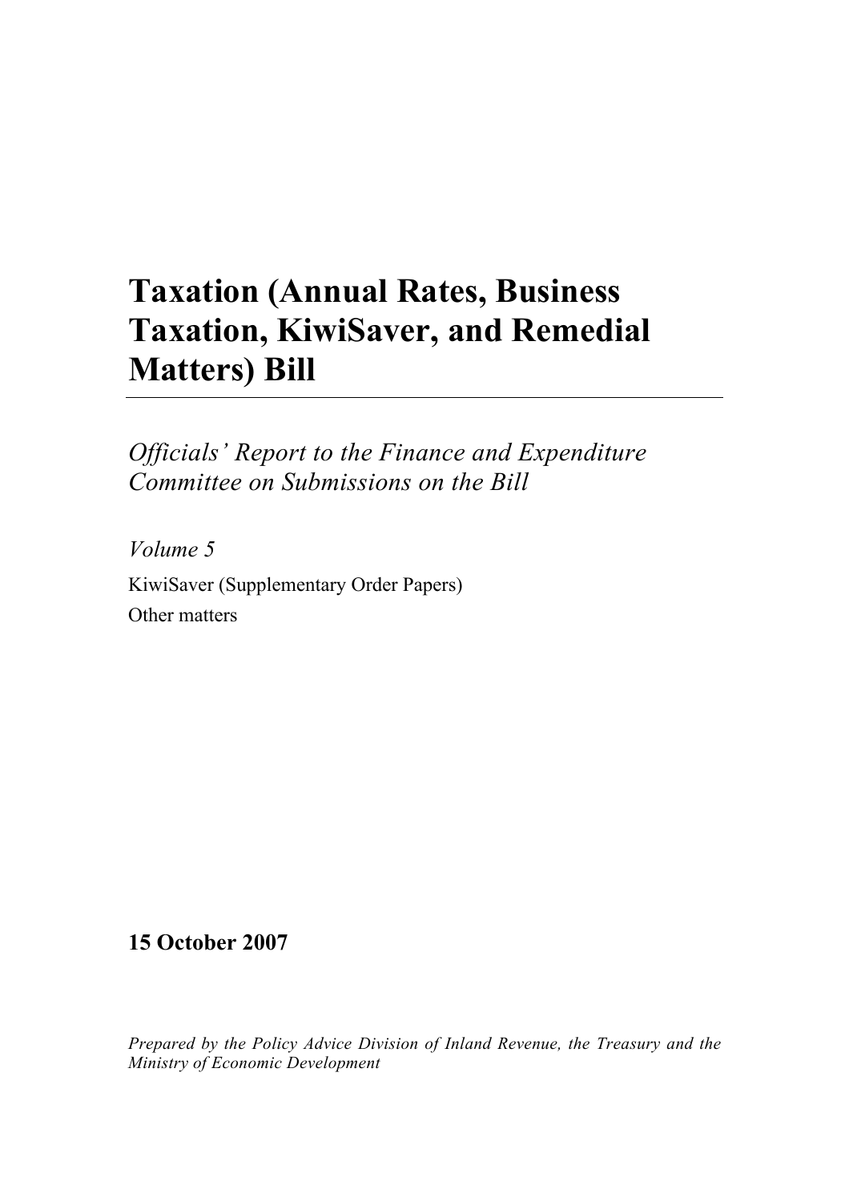# Taxation (Annual Rates, Business Taxation, KiwiSaver, and Remedial Matters) Bill

*Officials' Report to the Finance and Expenditure Committee on Submissions on the Bill*

*Volume 5*

KiwiSaver (Supplementary Order Papers)

Other matters

**15 October 2007**

*Prepared by the Policy Advice Division of Inland Revenue, the Treasury and the Ministry of Economic Development*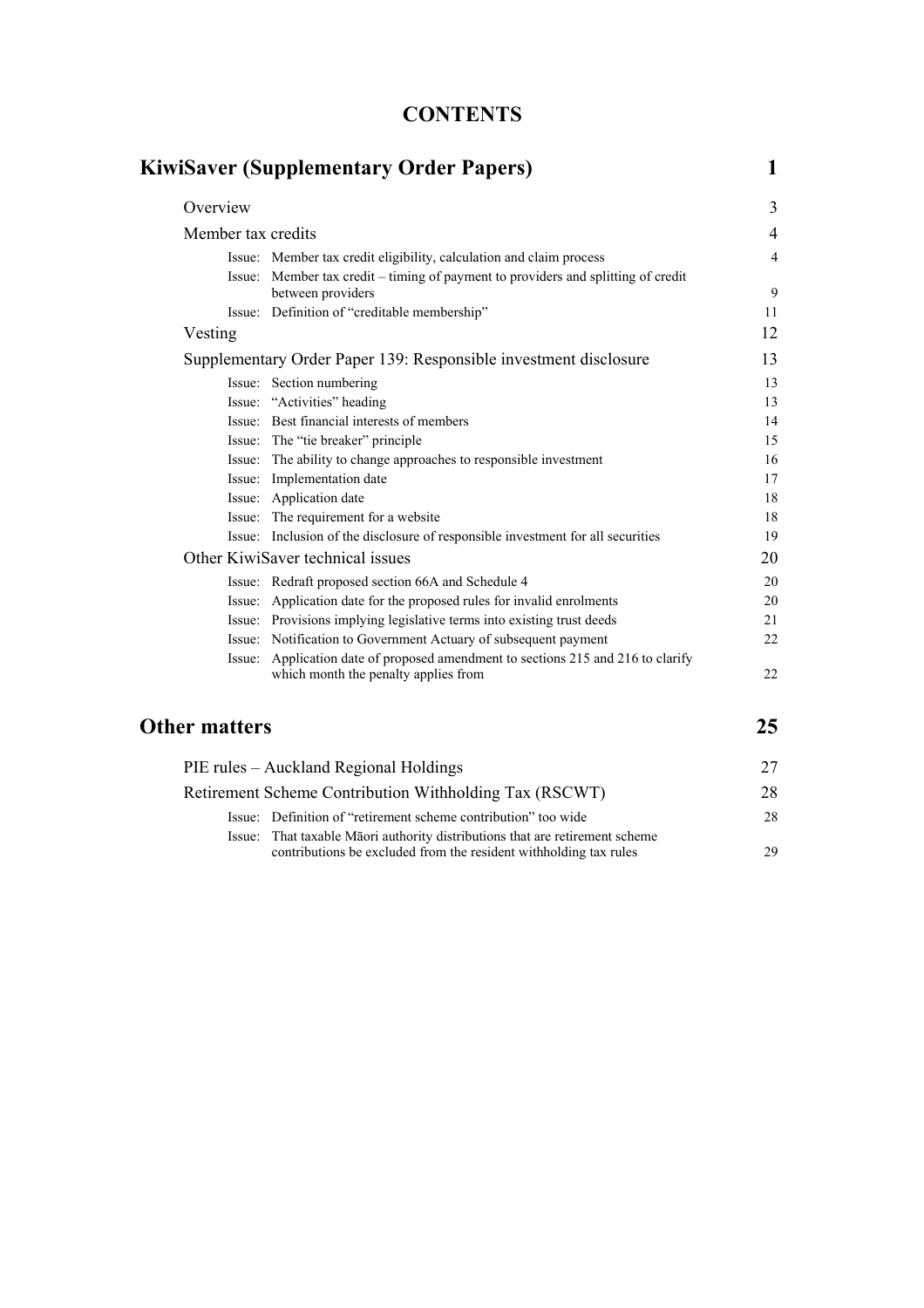# CONTENTS

| | |
|---|---|
| **KiwiSaver (Supplementary Order Papers)** | **1** |
| Overview | 3 |
| Member tax credits | 4 |
| Issue: Member tax credit eligibility, calculation and claim process | 4 |
| Issue: Member tax credit – timing of payment to providers and splitting of credit between providers | 9 |
| Issue: Definition of "creditable membership" | 11 |
| Vesting | 12 |
| Supplementary Order Paper 139: Responsible investment disclosure | 13 |
| Issue: Section numbering | 13 |
| Issue: "Activities" heading | 13 |
| Issue: Best financial interests of members | 14 |
| Issue: The "tie breaker" principle | 15 |
| Issue: The ability to change approaches to responsible investment | 16 |
| Issue: Implementation date | 17 |
| Issue: Application date | 18 |
| Issue: The requirement for a website | 18 |
| Issue: Inclusion of the disclosure of responsible investment for all securities | 19 |
| Other KiwiSaver technical issues | 20 |
| Issue: Redraft proposed section 66A and Schedule 4 | 20 |
| Issue: Application date for the proposed rules for invalid enrolments | 20 |
| Issue: Provisions implying legislative terms into existing trust deeds | 21 |
| Issue: Notification to Government Actuary of subsequent payment | 22 |
| Issue: Application date of proposed amendment to sections 215 and 216 to clarify which month the penalty applies from | 22 |
| **Other matters** | **25** |
| PIE rules – Auckland Regional Holdings | 27 |
| Retirement Scheme Contribution Withholding Tax (RSCWT) | 28 |
| Issue: Definition of "retirement scheme contribution" too wide | 28 |
| Issue: That taxable Māori authority distributions that are retirement scheme contributions be excluded from the resident withholding tax rules | 29 |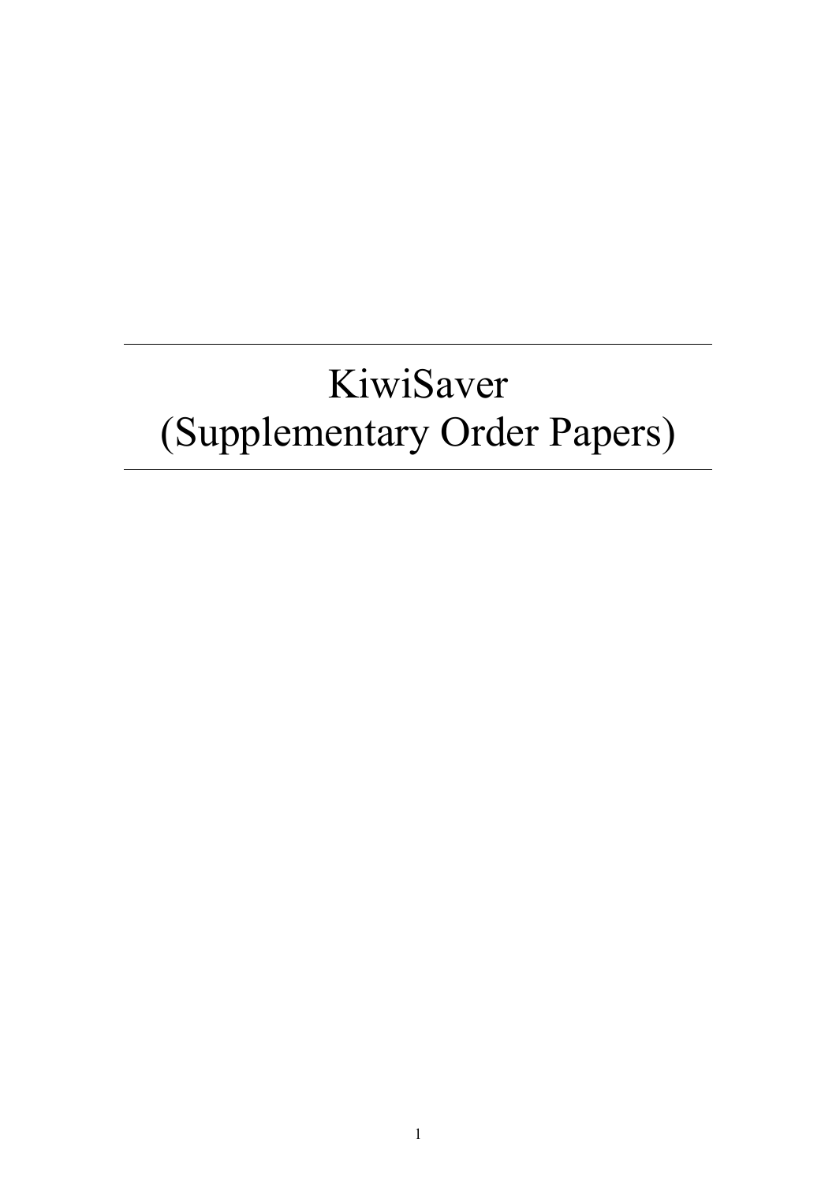# KiwiSaver (Supplementary Order Papers)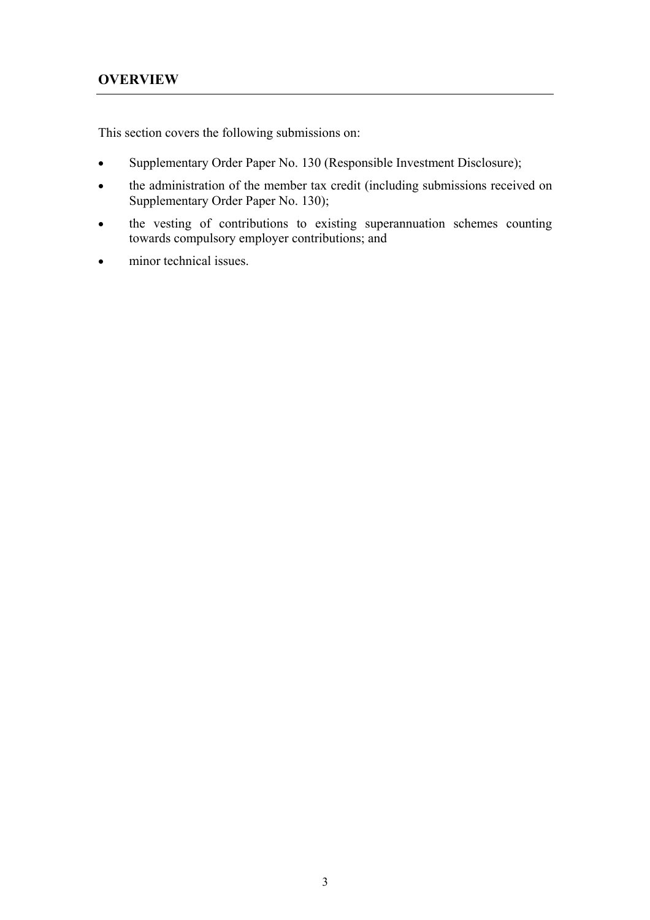## OVERVIEW

This section covers the following submissions on:

- Supplementary Order Paper No. 130 (Responsible Investment Disclosure);
- the administration of the member tax credit (including submissions received on Supplementary Order Paper No. 130);
- the vesting of contributions to existing superannuation schemes counting towards compulsory employer contributions; and
- minor technical issues.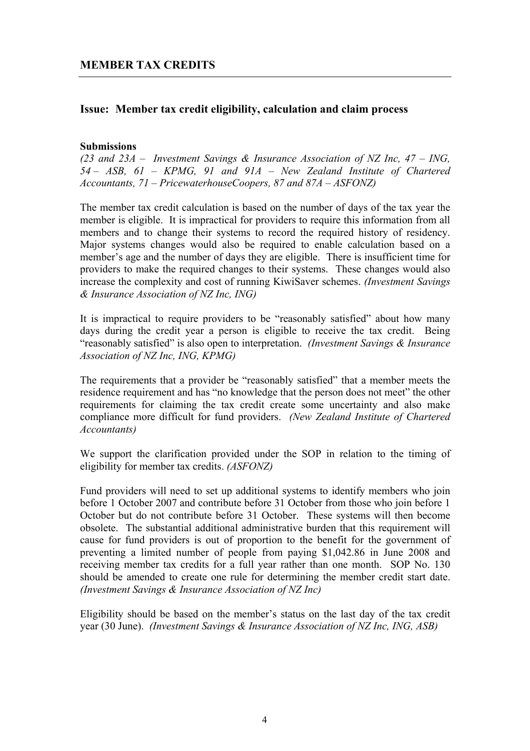## MEMBER TAX CREDITS

### Issue: Member tax credit eligibility, calculation and claim process

**Submissions**

*(23 and 23A – Investment Savings & Insurance Association of NZ Inc, 47 – ING, 54 – ASB, 61 – KPMG, 91 and 91A – New Zealand Institute of Chartered Accountants, 71 – PricewaterhouseCoopers, 87 and 87A – ASFONZ)*

The member tax credit calculation is based on the number of days of the tax year the member is eligible. It is impractical for providers to require this information from all members and to change their systems to record the required history of residency. Major systems changes would also be required to enable calculation based on a member's age and the number of days they are eligible. There is insufficient time for providers to make the required changes to their systems. These changes would also increase the complexity and cost of running KiwiSaver schemes. *(Investment Savings & Insurance Association of NZ Inc, ING)*

It is impractical to require providers to be "reasonably satisfied" about how many days during the credit year a person is eligible to receive the tax credit. Being "reasonably satisfied" is also open to interpretation. *(Investment Savings & Insurance Association of NZ Inc, ING, KPMG)*

The requirements that a provider be "reasonably satisfied" that a member meets the residence requirement and has "no knowledge that the person does not meet" the other requirements for claiming the tax credit create some uncertainty and also make compliance more difficult for fund providers. *(New Zealand Institute of Chartered Accountants)*

We support the clarification provided under the SOP in relation to the timing of eligibility for member tax credits. *(ASFONZ)*

Fund providers will need to set up additional systems to identify members who join before 1 October 2007 and contribute before 31 October from those who join before 1 October but do not contribute before 31 October. These systems will then become obsolete. The substantial additional administrative burden that this requirement will cause for fund providers is out of proportion to the benefit for the government of preventing a limited number of people from paying $1,042.86 in June 2008 and receiving member tax credits for a full year rather than one month. SOP No. 130 should be amended to create one rule for determining the member credit start date. *(Investment Savings & Insurance Association of NZ Inc)*

Eligibility should be based on the member's status on the last day of the tax credit year (30 June). *(Investment Savings & Insurance Association of NZ Inc, ING, ASB)*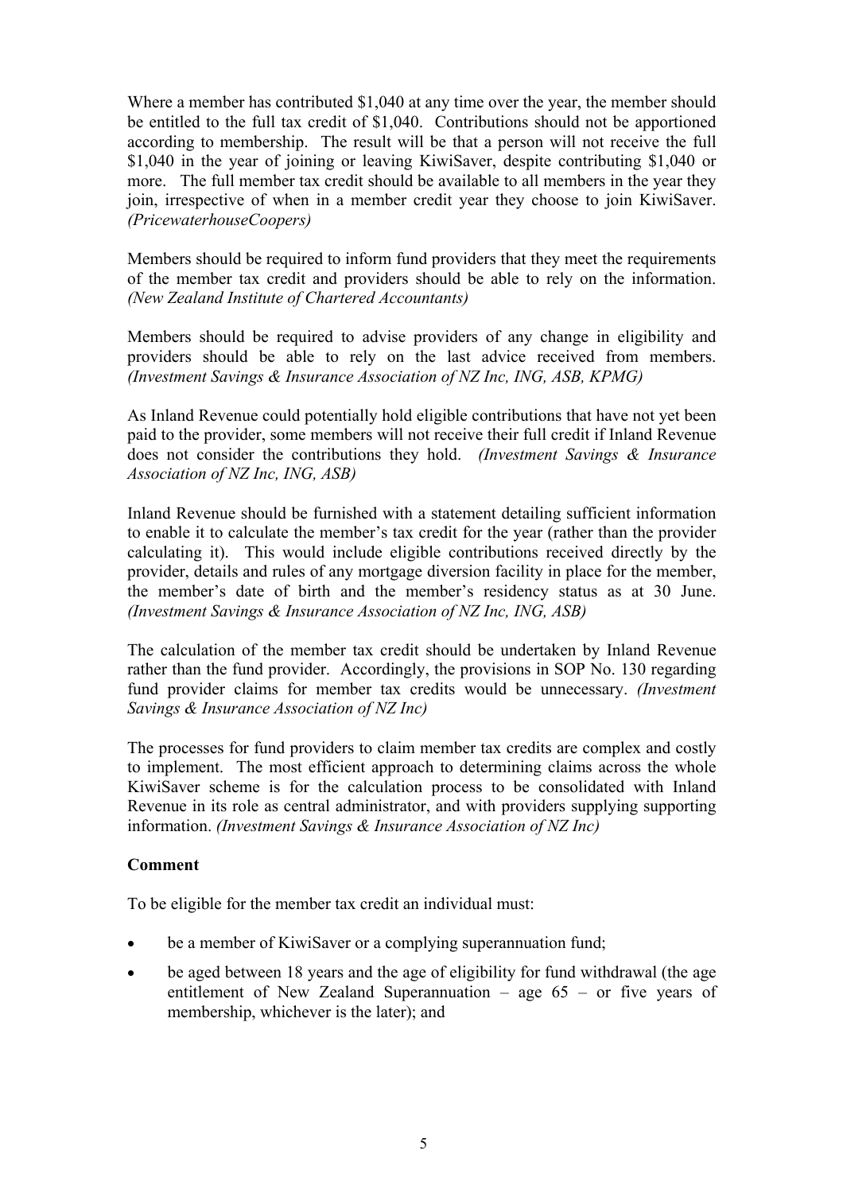Where a member has contributed $1,040 at any time over the year, the member should be entitled to the full tax credit of $1,040. Contributions should not be apportioned according to membership. The result will be that a person will not receive the full $1,040 in the year of joining or leaving KiwiSaver, despite contributing $1,040 or more. The full member tax credit should be available to all members in the year they join, irrespective of when in a member credit year they choose to join KiwiSaver. *(PricewaterhouseCoopers)*

Members should be required to inform fund providers that they meet the requirements of the member tax credit and providers should be able to rely on the information. *(New Zealand Institute of Chartered Accountants)*

Members should be required to advise providers of any change in eligibility and providers should be able to rely on the last advice received from members. *(Investment Savings & Insurance Association of NZ Inc, ING, ASB, KPMG)*

As Inland Revenue could potentially hold eligible contributions that have not yet been paid to the provider, some members will not receive their full credit if Inland Revenue does not consider the contributions they hold. *(Investment Savings & Insurance Association of NZ Inc, ING, ASB)*

Inland Revenue should be furnished with a statement detailing sufficient information to enable it to calculate the member's tax credit for the year (rather than the provider calculating it). This would include eligible contributions received directly by the provider, details and rules of any mortgage diversion facility in place for the member, the member's date of birth and the member's residency status as at 30 June. *(Investment Savings & Insurance Association of NZ Inc, ING, ASB)*

The calculation of the member tax credit should be undertaken by Inland Revenue rather than the fund provider. Accordingly, the provisions in SOP No. 130 regarding fund provider claims for member tax credits would be unnecessary. *(Investment Savings & Insurance Association of NZ Inc)*

The processes for fund providers to claim member tax credits are complex and costly to implement. The most efficient approach to determining claims across the whole KiwiSaver scheme is for the calculation process to be consolidated with Inland Revenue in its role as central administrator, and with providers supplying supporting information. *(Investment Savings & Insurance Association of NZ Inc)*

**Comment**

To be eligible for the member tax credit an individual must:

- be a member of KiwiSaver or a complying superannuation fund;
- be aged between 18 years and the age of eligibility for fund withdrawal (the age entitlement of New Zealand Superannuation – age 65 – or five years of membership, whichever is the later); and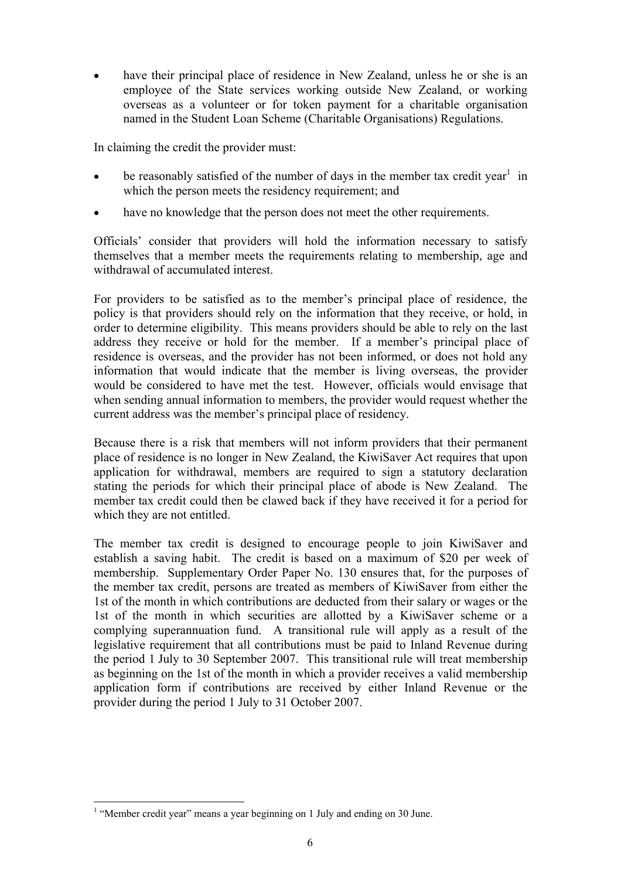- have their principal place of residence in New Zealand, unless he or she is an employee of the State services working outside New Zealand, or working overseas as a volunteer or for token payment for a charitable organisation named in the Student Loan Scheme (Charitable Organisations) Regulations.

In claiming the credit the provider must:

- be reasonably satisfied of the number of days in the member tax credit year[1] in which the person meets the residency requirement; and
- have no knowledge that the person does not meet the other requirements.

Officials' consider that providers will hold the information necessary to satisfy themselves that a member meets the requirements relating to membership, age and withdrawal of accumulated interest.

For providers to be satisfied as to the member's principal place of residence, the policy is that providers should rely on the information that they receive, or hold, in order to determine eligibility. This means providers should be able to rely on the last address they receive or hold for the member. If a member's principal place of residence is overseas, and the provider has not been informed, or does not hold any information that would indicate that the member is living overseas, the provider would be considered to have met the test. However, officials would envisage that when sending annual information to members, the provider would request whether the current address was the member's principal place of residency.

Because there is a risk that members will not inform providers that their permanent place of residence is no longer in New Zealand, the KiwiSaver Act requires that upon application for withdrawal, members are required to sign a statutory declaration stating the periods for which their principal place of abode is New Zealand. The member tax credit could then be clawed back if they have received it for a period for which they are not entitled.

The member tax credit is designed to encourage people to join KiwiSaver and establish a saving habit. The credit is based on a maximum of $20 per week of membership. Supplementary Order Paper No. 130 ensures that, for the purposes of the member tax credit, persons are treated as members of KiwiSaver from either the 1st of the month in which contributions are deducted from their salary or wages or the 1st of the month in which securities are allotted by a KiwiSaver scheme or a complying superannuation fund. A transitional rule will apply as a result of the legislative requirement that all contributions must be paid to Inland Revenue during the period 1 July to 30 September 2007. This transitional rule will treat membership as beginning on the 1st of the month in which a provider receives a valid membership application form if contributions are received by either Inland Revenue or the provider during the period 1 July to 31 October 2007.

---

[1] "Member credit year" means a year beginning on 1 July and ending on 30 June.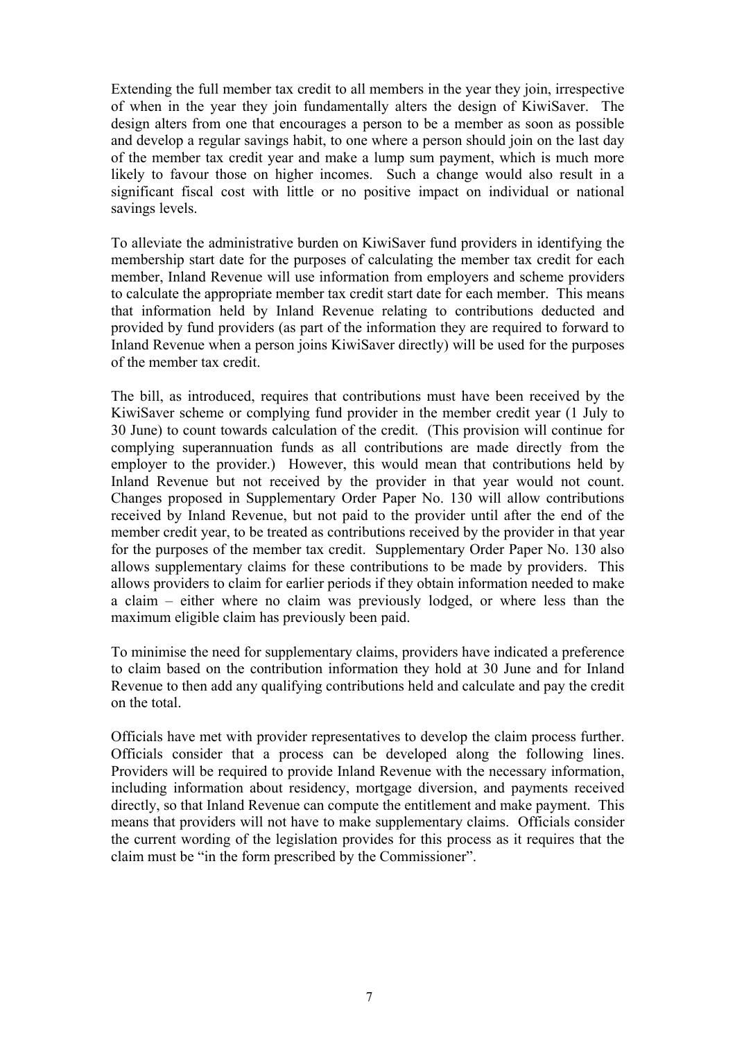Extending the full member tax credit to all members in the year they join, irrespective of when in the year they join fundamentally alters the design of KiwiSaver. The design alters from one that encourages a person to be a member as soon as possible and develop a regular savings habit, to one where a person should join on the last day of the member tax credit year and make a lump sum payment, which is much more likely to favour those on higher incomes. Such a change would also result in a significant fiscal cost with little or no positive impact on individual or national savings levels.

To alleviate the administrative burden on KiwiSaver fund providers in identifying the membership start date for the purposes of calculating the member tax credit for each member, Inland Revenue will use information from employers and scheme providers to calculate the appropriate member tax credit start date for each member. This means that information held by Inland Revenue relating to contributions deducted and provided by fund providers (as part of the information they are required to forward to Inland Revenue when a person joins KiwiSaver directly) will be used for the purposes of the member tax credit.

The bill, as introduced, requires that contributions must have been received by the KiwiSaver scheme or complying fund provider in the member credit year (1 July to 30 June) to count towards calculation of the credit. (This provision will continue for complying superannuation funds as all contributions are made directly from the employer to the provider.) However, this would mean that contributions held by Inland Revenue but not received by the provider in that year would not count. Changes proposed in Supplementary Order Paper No. 130 will allow contributions received by Inland Revenue, but not paid to the provider until after the end of the member credit year, to be treated as contributions received by the provider in that year for the purposes of the member tax credit. Supplementary Order Paper No. 130 also allows supplementary claims for these contributions to be made by providers. This allows providers to claim for earlier periods if they obtain information needed to make a claim – either where no claim was previously lodged, or where less than the maximum eligible claim has previously been paid.

To minimise the need for supplementary claims, providers have indicated a preference to claim based on the contribution information they hold at 30 June and for Inland Revenue to then add any qualifying contributions held and calculate and pay the credit on the total.

Officials have met with provider representatives to develop the claim process further. Officials consider that a process can be developed along the following lines. Providers will be required to provide Inland Revenue with the necessary information, including information about residency, mortgage diversion, and payments received directly, so that Inland Revenue can compute the entitlement and make payment. This means that providers will not have to make supplementary claims. Officials consider the current wording of the legislation provides for this process as it requires that the claim must be "in the form prescribed by the Commissioner".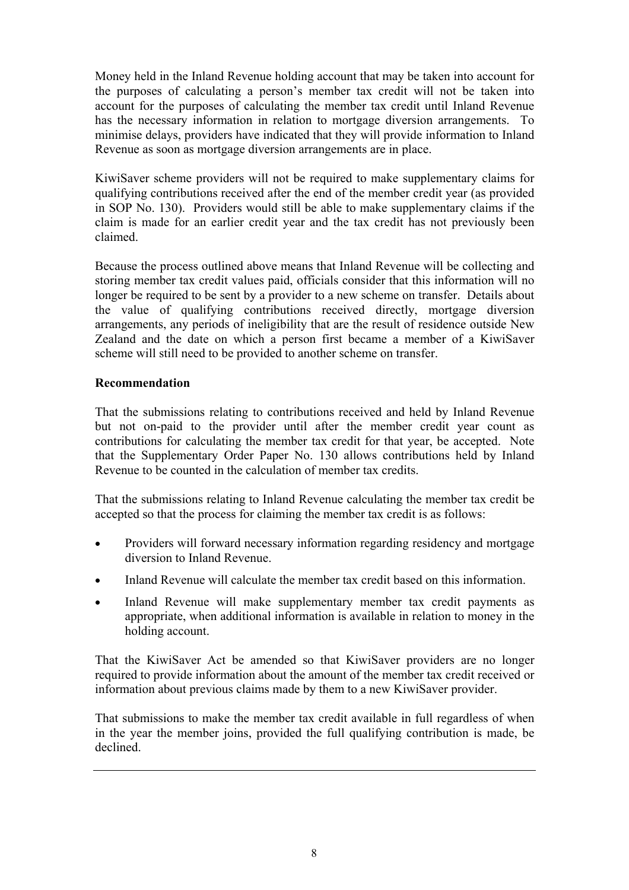Money held in the Inland Revenue holding account that may be taken into account for the purposes of calculating a person's member tax credit will not be taken into account for the purposes of calculating the member tax credit until Inland Revenue has the necessary information in relation to mortgage diversion arrangements. To minimise delays, providers have indicated that they will provide information to Inland Revenue as soon as mortgage diversion arrangements are in place.

KiwiSaver scheme providers will not be required to make supplementary claims for qualifying contributions received after the end of the member credit year (as provided in SOP No. 130). Providers would still be able to make supplementary claims if the claim is made for an earlier credit year and the tax credit has not previously been claimed.

Because the process outlined above means that Inland Revenue will be collecting and storing member tax credit values paid, officials consider that this information will no longer be required to be sent by a provider to a new scheme on transfer. Details about the value of qualifying contributions received directly, mortgage diversion arrangements, any periods of ineligibility that are the result of residence outside New Zealand and the date on which a person first became a member of a KiwiSaver scheme will still need to be provided to another scheme on transfer.

**Recommendation**

That the submissions relating to contributions received and held by Inland Revenue but not on-paid to the provider until after the member credit year count as contributions for calculating the member tax credit for that year, be accepted. Note that the Supplementary Order Paper No. 130 allows contributions held by Inland Revenue to be counted in the calculation of member tax credits.

That the submissions relating to Inland Revenue calculating the member tax credit be accepted so that the process for claiming the member tax credit is as follows:

- Providers will forward necessary information regarding residency and mortgage diversion to Inland Revenue.
- Inland Revenue will calculate the member tax credit based on this information.
- Inland Revenue will make supplementary member tax credit payments as appropriate, when additional information is available in relation to money in the holding account.

That the KiwiSaver Act be amended so that KiwiSaver providers are no longer required to provide information about the amount of the member tax credit received or information about previous claims made by them to a new KiwiSaver provider.

That submissions to make the member tax credit available in full regardless of when in the year the member joins, provided the full qualifying contribution is made, be declined.

---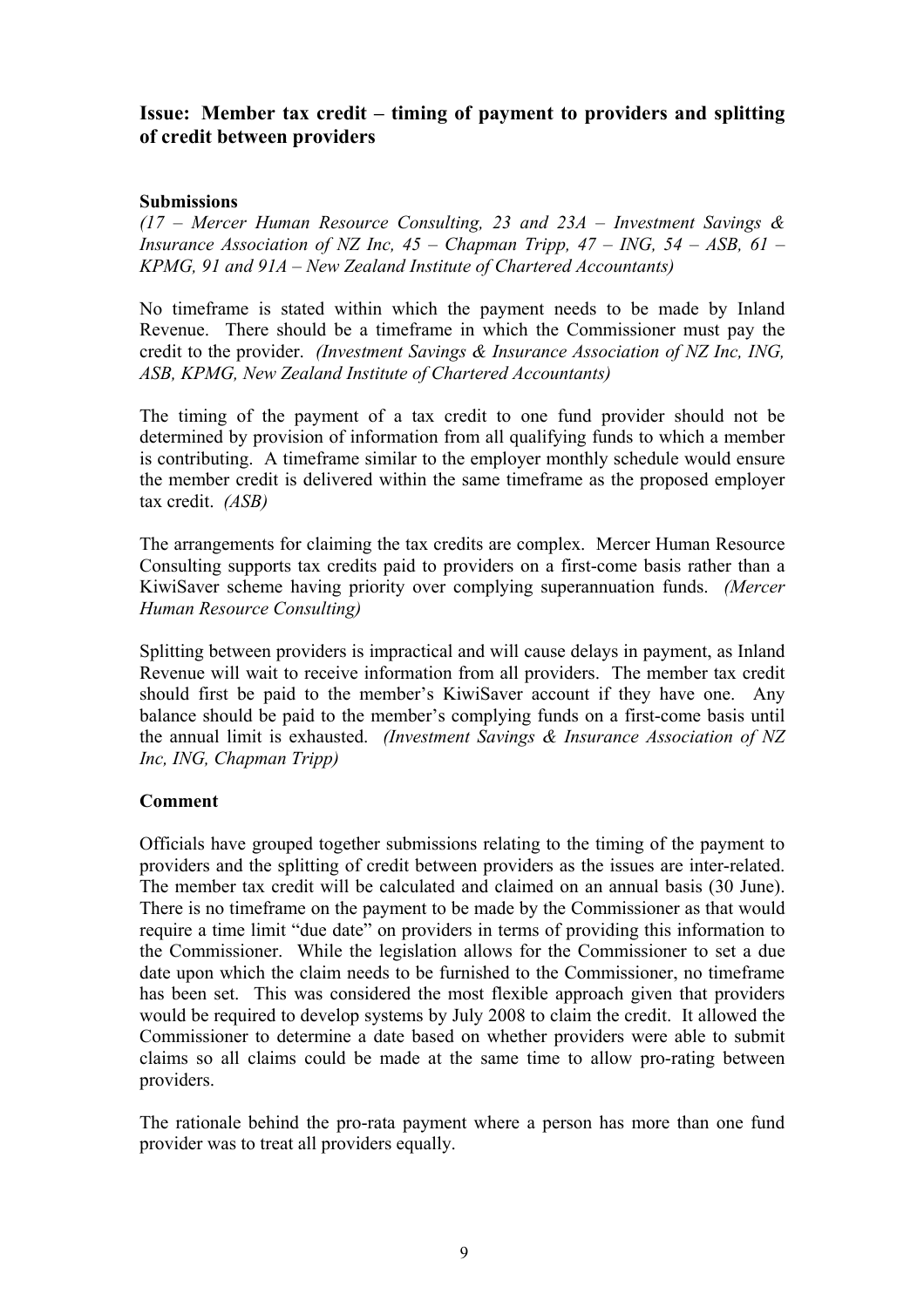## Issue: Member tax credit – timing of payment to providers and splitting of credit between providers

### Submissions

*(17 – Mercer Human Resource Consulting, 23 and 23A – Investment Savings & Insurance Association of NZ Inc, 45 – Chapman Tripp, 47 – ING, 54 – ASB, 61 – KPMG, 91 and 91A – New Zealand Institute of Chartered Accountants)*

No timeframe is stated within which the payment needs to be made by Inland Revenue. There should be a timeframe in which the Commissioner must pay the credit to the provider. *(Investment Savings & Insurance Association of NZ Inc, ING, ASB, KPMG, New Zealand Institute of Chartered Accountants)*

The timing of the payment of a tax credit to one fund provider should not be determined by provision of information from all qualifying funds to which a member is contributing. A timeframe similar to the employer monthly schedule would ensure the member credit is delivered within the same timeframe as the proposed employer tax credit. *(ASB)*

The arrangements for claiming the tax credits are complex. Mercer Human Resource Consulting supports tax credits paid to providers on a first-come basis rather than a KiwiSaver scheme having priority over complying superannuation funds. *(Mercer Human Resource Consulting)*

Splitting between providers is impractical and will cause delays in payment, as Inland Revenue will wait to receive information from all providers. The member tax credit should first be paid to the member's KiwiSaver account if they have one. Any balance should be paid to the member's complying funds on a first-come basis until the annual limit is exhausted. *(Investment Savings & Insurance Association of NZ Inc, ING, Chapman Tripp)*

### Comment

Officials have grouped together submissions relating to the timing of the payment to providers and the splitting of credit between providers as the issues are inter-related. The member tax credit will be calculated and claimed on an annual basis (30 June). There is no timeframe on the payment to be made by the Commissioner as that would require a time limit "due date" on providers in terms of providing this information to the Commissioner. While the legislation allows for the Commissioner to set a due date upon which the claim needs to be furnished to the Commissioner, no timeframe has been set. This was considered the most flexible approach given that providers would be required to develop systems by July 2008 to claim the credit. It allowed the Commissioner to determine a date based on whether providers were able to submit claims so all claims could be made at the same time to allow pro-rating between providers.

The rationale behind the pro-rata payment where a person has more than one fund provider was to treat all providers equally.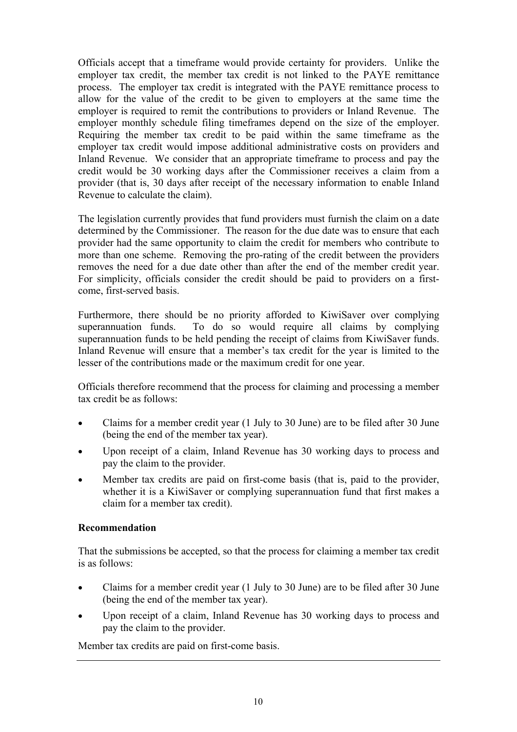Officials accept that a timeframe would provide certainty for providers. Unlike the employer tax credit, the member tax credit is not linked to the PAYE remittance process. The employer tax credit is integrated with the PAYE remittance process to allow for the value of the credit to be given to employers at the same time the employer is required to remit the contributions to providers or Inland Revenue. The employer monthly schedule filing timeframes depend on the size of the employer. Requiring the member tax credit to be paid within the same timeframe as the employer tax credit would impose additional administrative costs on providers and Inland Revenue. We consider that an appropriate timeframe to process and pay the credit would be 30 working days after the Commissioner receives a claim from a provider (that is, 30 days after receipt of the necessary information to enable Inland Revenue to calculate the claim).

The legislation currently provides that fund providers must furnish the claim on a date determined by the Commissioner. The reason for the due date was to ensure that each provider had the same opportunity to claim the credit for members who contribute to more than one scheme. Removing the pro-rating of the credit between the providers removes the need for a due date other than after the end of the member credit year. For simplicity, officials consider the credit should be paid to providers on a first-come, first-served basis.

Furthermore, there should be no priority afforded to KiwiSaver over complying superannuation funds. To do so would require all claims by complying superannuation funds to be held pending the receipt of claims from KiwiSaver funds. Inland Revenue will ensure that a member's tax credit for the year is limited to the lesser of the contributions made or the maximum credit for one year.

Officials therefore recommend that the process for claiming and processing a member tax credit be as follows:

- Claims for a member credit year (1 July to 30 June) are to be filed after 30 June (being the end of the member tax year).
- Upon receipt of a claim, Inland Revenue has 30 working days to process and pay the claim to the provider.
- Member tax credits are paid on first-come basis (that is, paid to the provider, whether it is a KiwiSaver or complying superannuation fund that first makes a claim for a member tax credit).

**Recommendation**

That the submissions be accepted, so that the process for claiming a member tax credit is as follows:

- Claims for a member credit year (1 July to 30 June) are to be filed after 30 June (being the end of the member tax year).
- Upon receipt of a claim, Inland Revenue has 30 working days to process and pay the claim to the provider.

Member tax credits are paid on first-come basis.

---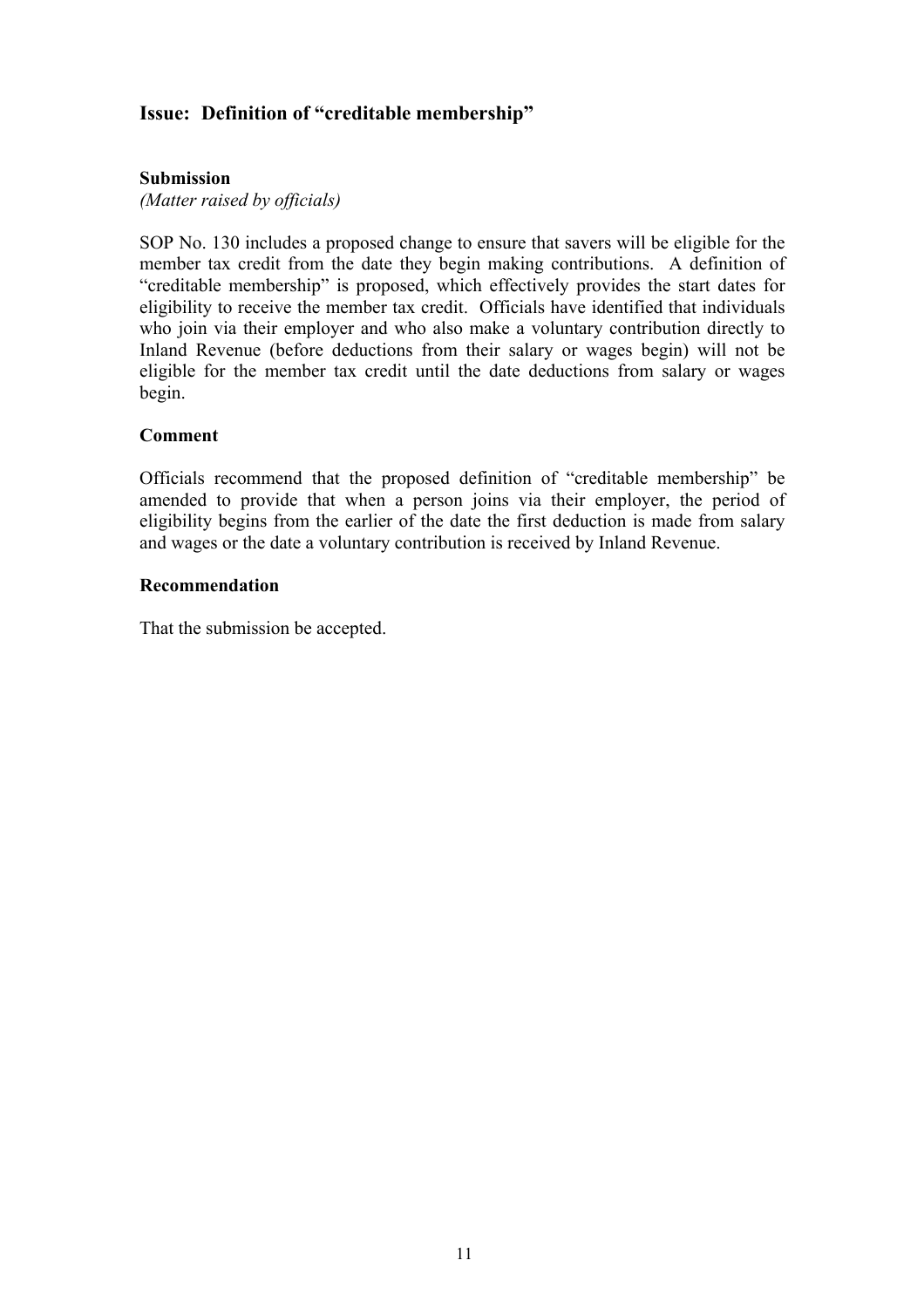## Issue: Definition of "creditable membership"

**Submission**

*(Matter raised by officials)*

SOP No. 130 includes a proposed change to ensure that savers will be eligible for the member tax credit from the date they begin making contributions. A definition of "creditable membership" is proposed, which effectively provides the start dates for eligibility to receive the member tax credit. Officials have identified that individuals who join via their employer and who also make a voluntary contribution directly to Inland Revenue (before deductions from their salary or wages begin) will not be eligible for the member tax credit until the date deductions from salary or wages begin.

**Comment**

Officials recommend that the proposed definition of "creditable membership" be amended to provide that when a person joins via their employer, the period of eligibility begins from the earlier of the date the first deduction is made from salary and wages or the date a voluntary contribution is received by Inland Revenue.

**Recommendation**

That the submission be accepted.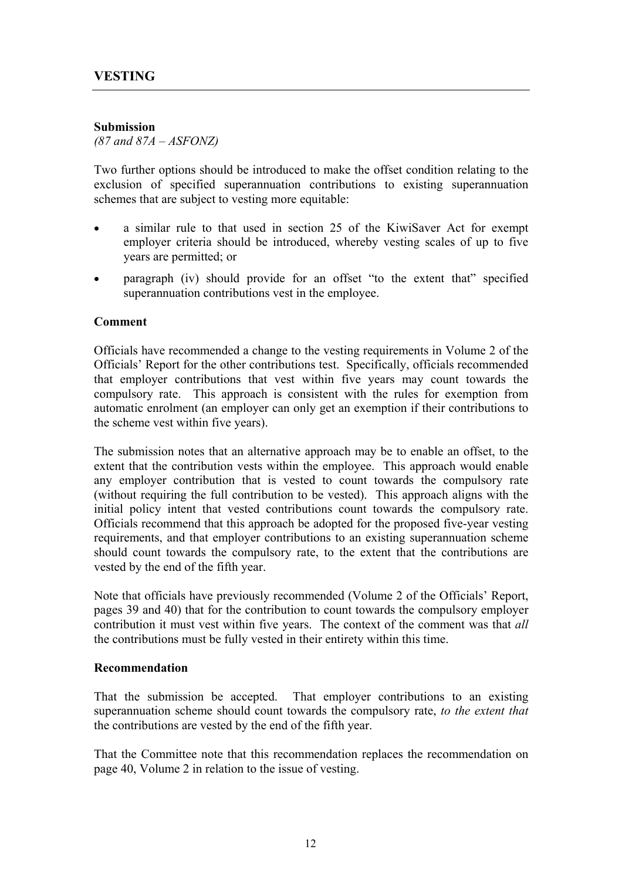## VESTING

**Submission**

*(87 and 87A – ASFONZ)*

Two further options should be introduced to make the offset condition relating to the exclusion of specified superannuation contributions to existing superannuation schemes that are subject to vesting more equitable:

- a similar rule to that used in section 25 of the KiwiSaver Act for exempt employer criteria should be introduced, whereby vesting scales of up to five years are permitted; or
- paragraph (iv) should provide for an offset "to the extent that" specified superannuation contributions vest in the employee.

**Comment**

Officials have recommended a change to the vesting requirements in Volume 2 of the Officials' Report for the other contributions test. Specifically, officials recommended that employer contributions that vest within five years may count towards the compulsory rate. This approach is consistent with the rules for exemption from automatic enrolment (an employer can only get an exemption if their contributions to the scheme vest within five years).

The submission notes that an alternative approach may be to enable an offset, to the extent that the contribution vests within the employee. This approach would enable any employer contribution that is vested to count towards the compulsory rate (without requiring the full contribution to be vested). This approach aligns with the initial policy intent that vested contributions count towards the compulsory rate. Officials recommend that this approach be adopted for the proposed five-year vesting requirements, and that employer contributions to an existing superannuation scheme should count towards the compulsory rate, to the extent that the contributions are vested by the end of the fifth year.

Note that officials have previously recommended (Volume 2 of the Officials' Report, pages 39 and 40) that for the contribution to count towards the compulsory employer contribution it must vest within five years. The context of the comment was that *all* the contributions must be fully vested in their entirety within this time.

**Recommendation**

That the submission be accepted. That employer contributions to an existing superannuation scheme should count towards the compulsory rate, *to the extent that* the contributions are vested by the end of the fifth year.

That the Committee note that this recommendation replaces the recommendation on page 40, Volume 2 in relation to the issue of vesting.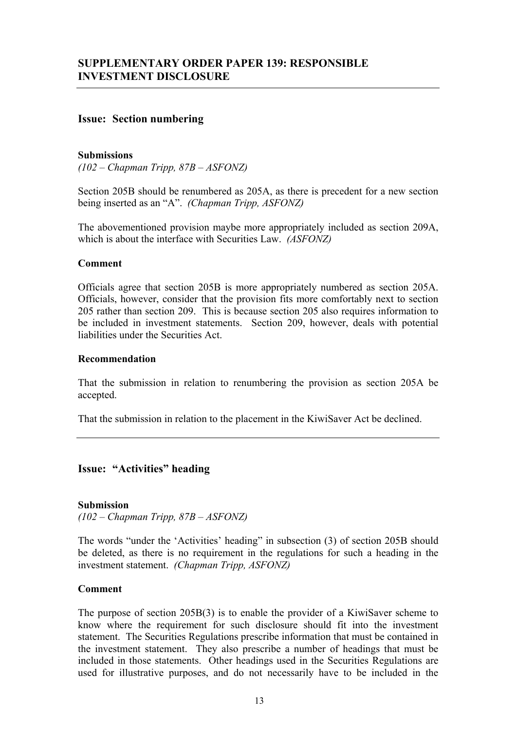## SUPPLEMENTARY ORDER PAPER 139: RESPONSIBLE INVESTMENT DISCLOSURE

---

### Issue: Section numbering

**Submissions**

*(102 – Chapman Tripp, 87B – ASFONZ)*

Section 205B should be renumbered as 205A, as there is precedent for a new section being inserted as an "A". *(Chapman Tripp, ASFONZ)*

The abovementioned provision maybe more appropriately included as section 209A, which is about the interface with Securities Law. *(ASFONZ)*

**Comment**

Officials agree that section 205B is more appropriately numbered as section 205A. Officials, however, consider that the provision fits more comfortably next to section 205 rather than section 209. This is because section 205 also requires information to be included in investment statements. Section 209, however, deals with potential liabilities under the Securities Act.

**Recommendation**

That the submission in relation to renumbering the provision as section 205A be accepted.

That the submission in relation to the placement in the KiwiSaver Act be declined.

---

### Issue: "Activities" heading

**Submission**

*(102 – Chapman Tripp, 87B – ASFONZ)*

The words "under the 'Activities' heading" in subsection (3) of section 205B should be deleted, as there is no requirement in the regulations for such a heading in the investment statement. *(Chapman Tripp, ASFONZ)*

**Comment**

The purpose of section 205B(3) is to enable the provider of a KiwiSaver scheme to know where the requirement for such disclosure should fit into the investment statement. The Securities Regulations prescribe information that must be contained in the investment statement. They also prescribe a number of headings that must be included in those statements. Other headings used in the Securities Regulations are used for illustrative purposes, and do not necessarily have to be included in the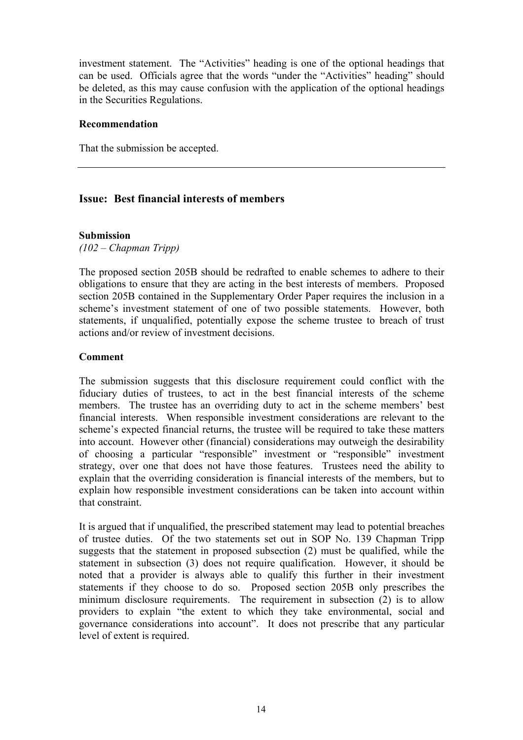investment statement. The "Activities" heading is one of the optional headings that can be used. Officials agree that the words "under the "Activities" heading" should be deleted, as this may cause confusion with the application of the optional headings in the Securities Regulations.

**Recommendation**

That the submission be accepted.

---

## Issue: Best financial interests of members

**Submission**

*(102 – Chapman Tripp)*

The proposed section 205B should be redrafted to enable schemes to adhere to their obligations to ensure that they are acting in the best interests of members. Proposed section 205B contained in the Supplementary Order Paper requires the inclusion in a scheme's investment statement of one of two possible statements. However, both statements, if unqualified, potentially expose the scheme trustee to breach of trust actions and/or review of investment decisions.

**Comment**

The submission suggests that this disclosure requirement could conflict with the fiduciary duties of trustees, to act in the best financial interests of the scheme members. The trustee has an overriding duty to act in the scheme members' best financial interests. When responsible investment considerations are relevant to the scheme's expected financial returns, the trustee will be required to take these matters into account. However other (financial) considerations may outweigh the desirability of choosing a particular "responsible" investment or "responsible" investment strategy, over one that does not have those features. Trustees need the ability to explain that the overriding consideration is financial interests of the members, but to explain how responsible investment considerations can be taken into account within that constraint.

It is argued that if unqualified, the prescribed statement may lead to potential breaches of trustee duties. Of the two statements set out in SOP No. 139 Chapman Tripp suggests that the statement in proposed subsection (2) must be qualified, while the statement in subsection (3) does not require qualification. However, it should be noted that a provider is always able to qualify this further in their investment statements if they choose to do so. Proposed section 205B only prescribes the minimum disclosure requirements. The requirement in subsection (2) is to allow providers to explain "the extent to which they take environmental, social and governance considerations into account". It does not prescribe that any particular level of extent is required.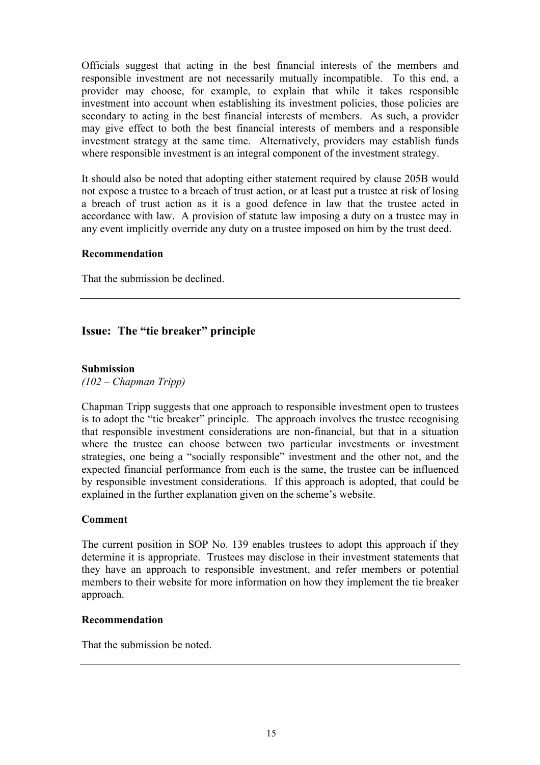Officials suggest that acting in the best financial interests of the members and responsible investment are not necessarily mutually incompatible. To this end, a provider may choose, for example, to explain that while it takes responsible investment into account when establishing its investment policies, those policies are secondary to acting in the best financial interests of members. As such, a provider may give effect to both the best financial interests of members and a responsible investment strategy at the same time. Alternatively, providers may establish funds where responsible investment is an integral component of the investment strategy.

It should also be noted that adopting either statement required by clause 205B would not expose a trustee to a breach of trust action, or at least put a trustee at risk of losing a breach of trust action as it is a good defence in law that the trustee acted in accordance with law. A provision of statute law imposing a duty on a trustee may in any event implicitly override any duty on a trustee imposed on him by the trust deed.

**Recommendation**

That the submission be declined.

---

## Issue: The "tie breaker" principle

**Submission**

*(102 – Chapman Tripp)*

Chapman Tripp suggests that one approach to responsible investment open to trustees is to adopt the "tie breaker" principle. The approach involves the trustee recognising that responsible investment considerations are non-financial, but that in a situation where the trustee can choose between two particular investments or investment strategies, one being a "socially responsible" investment and the other not, and the expected financial performance from each is the same, the trustee can be influenced by responsible investment considerations. If this approach is adopted, that could be explained in the further explanation given on the scheme's website.

**Comment**

The current position in SOP No. 139 enables trustees to adopt this approach if they determine it is appropriate. Trustees may disclose in their investment statements that they have an approach to responsible investment, and refer members or potential members to their website for more information on how they implement the tie breaker approach.

**Recommendation**

That the submission be noted.

---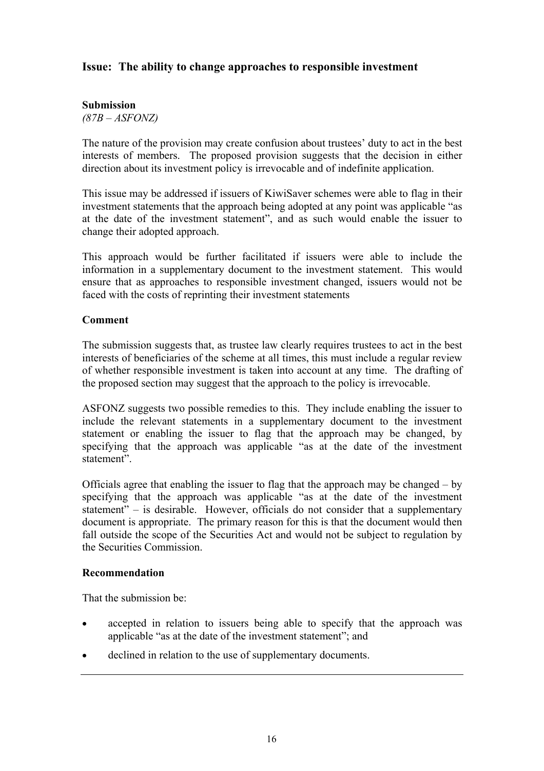## Issue: The ability to change approaches to responsible investment

**Submission**
*(87B – ASFONZ)*

The nature of the provision may create confusion about trustees' duty to act in the best interests of members. The proposed provision suggests that the decision in either direction about its investment policy is irrevocable and of indefinite application.

This issue may be addressed if issuers of KiwiSaver schemes were able to flag in their investment statements that the approach being adopted at any point was applicable "as at the date of the investment statement", and as such would enable the issuer to change their adopted approach.

This approach would be further facilitated if issuers were able to include the information in a supplementary document to the investment statement. This would ensure that as approaches to responsible investment changed, issuers would not be faced with the costs of reprinting their investment statements

**Comment**

The submission suggests that, as trustee law clearly requires trustees to act in the best interests of beneficiaries of the scheme at all times, this must include a regular review of whether responsible investment is taken into account at any time. The drafting of the proposed section may suggest that the approach to the policy is irrevocable.

ASFONZ suggests two possible remedies to this. They include enabling the issuer to include the relevant statements in a supplementary document to the investment statement or enabling the issuer to flag that the approach may be changed, by specifying that the approach was applicable "as at the date of the investment statement".

Officials agree that enabling the issuer to flag that the approach may be changed – by specifying that the approach was applicable "as at the date of the investment statement" – is desirable. However, officials do not consider that a supplementary document is appropriate. The primary reason for this is that the document would then fall outside the scope of the Securities Act and would not be subject to regulation by the Securities Commission.

**Recommendation**

That the submission be:

- accepted in relation to issuers being able to specify that the approach was applicable "as at the date of the investment statement"; and
- declined in relation to the use of supplementary documents.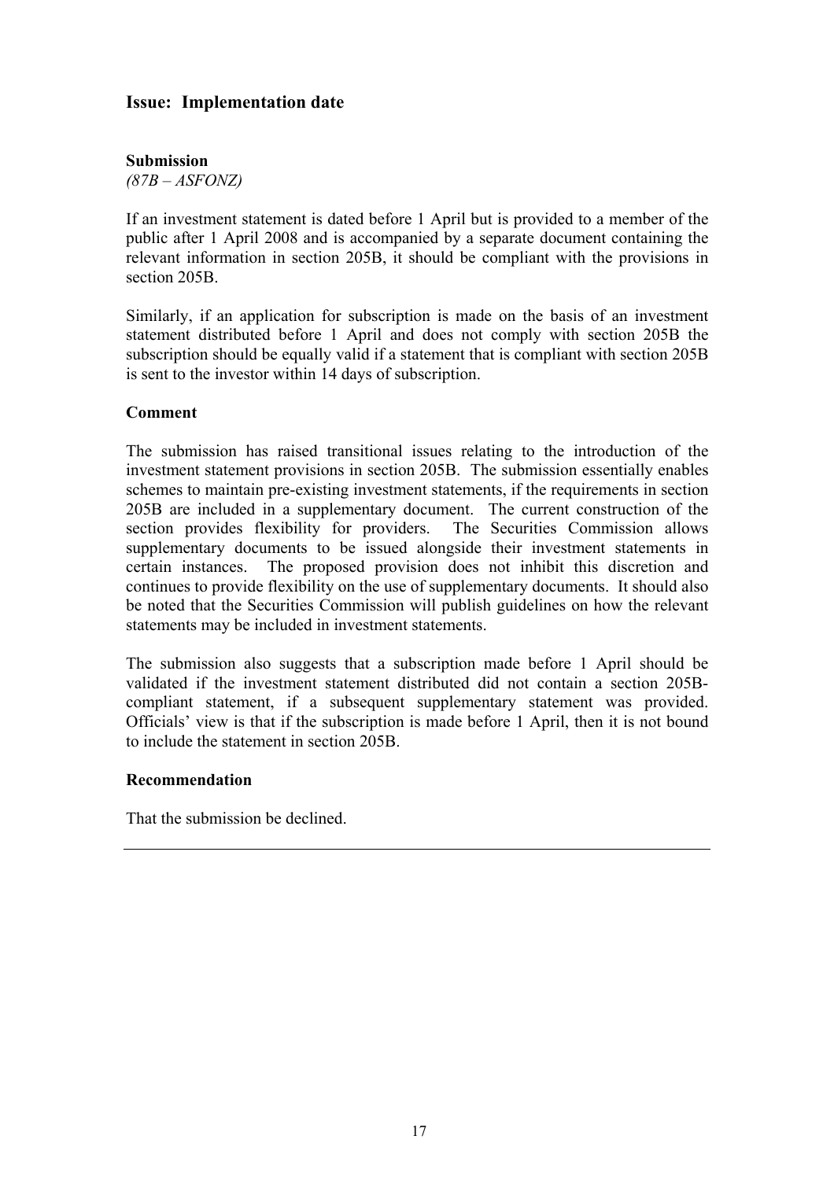## Issue: Implementation date

**Submission**
*(87B – ASFONZ)*

If an investment statement is dated before 1 April but is provided to a member of the public after 1 April 2008 and is accompanied by a separate document containing the relevant information in section 205B, it should be compliant with the provisions in section 205B.

Similarly, if an application for subscription is made on the basis of an investment statement distributed before 1 April and does not comply with section 205B the subscription should be equally valid if a statement that is compliant with section 205B is sent to the investor within 14 days of subscription.

**Comment**

The submission has raised transitional issues relating to the introduction of the investment statement provisions in section 205B. The submission essentially enables schemes to maintain pre-existing investment statements, if the requirements in section 205B are included in a supplementary document. The current construction of the section provides flexibility for providers. The Securities Commission allows supplementary documents to be issued alongside their investment statements in certain instances. The proposed provision does not inhibit this discretion and continues to provide flexibility on the use of supplementary documents. It should also be noted that the Securities Commission will publish guidelines on how the relevant statements may be included in investment statements.

The submission also suggests that a subscription made before 1 April should be validated if the investment statement distributed did not contain a section 205B-compliant statement, if a subsequent supplementary statement was provided. Officials' view is that if the subscription is made before 1 April, then it is not bound to include the statement in section 205B.

**Recommendation**

That the submission be declined.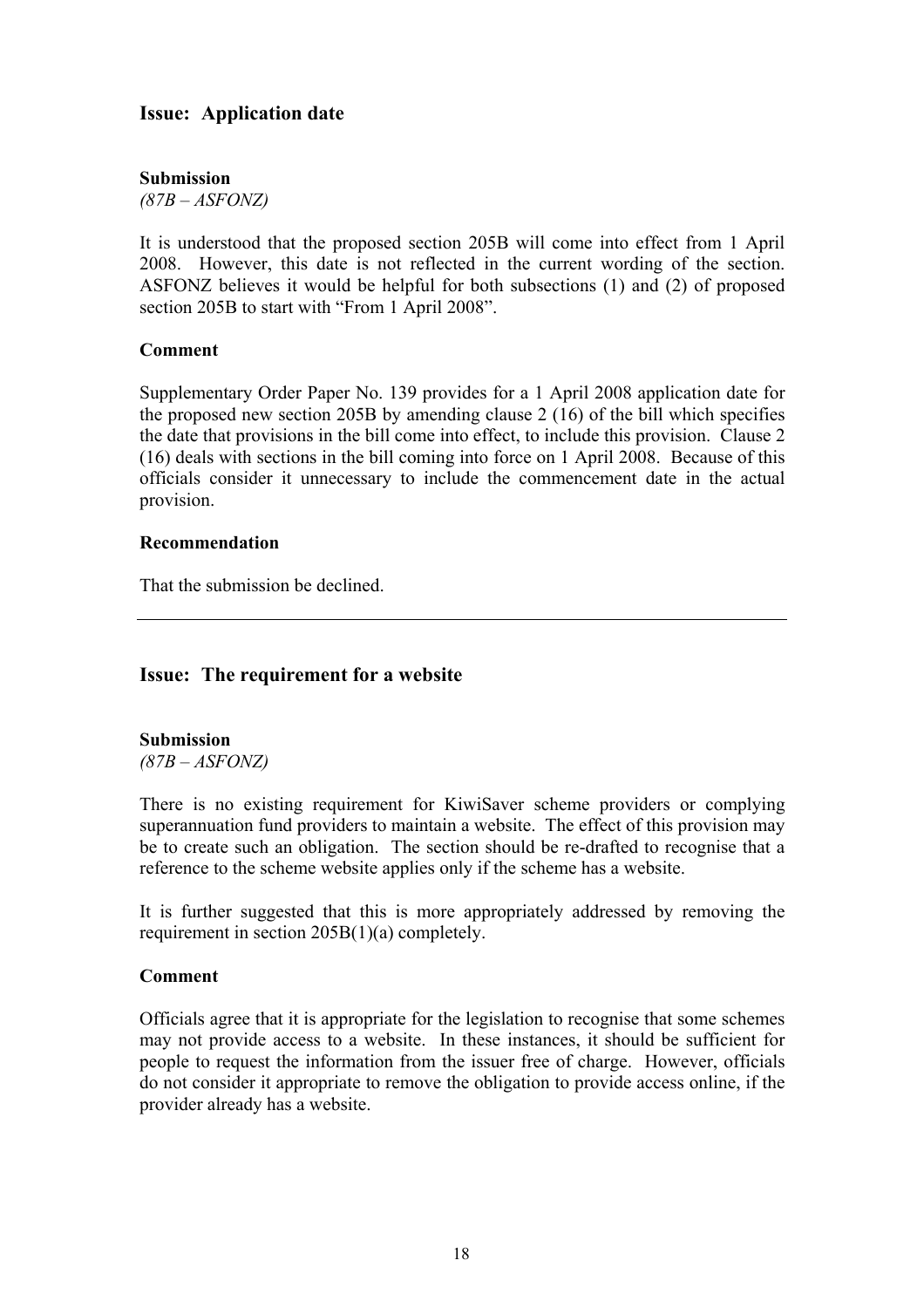## Issue: Application date

**Submission**
*(87B – ASFONZ)*

It is understood that the proposed section 205B will come into effect from 1 April 2008. However, this date is not reflected in the current wording of the section. ASFONZ believes it would be helpful for both subsections (1) and (2) of proposed section 205B to start with "From 1 April 2008".

**Comment**

Supplementary Order Paper No. 139 provides for a 1 April 2008 application date for the proposed new section 205B by amending clause 2 (16) of the bill which specifies the date that provisions in the bill come into effect, to include this provision. Clause 2 (16) deals with sections in the bill coming into force on 1 April 2008. Because of this officials consider it unnecessary to include the commencement date in the actual provision.

**Recommendation**

That the submission be declined.

---

## Issue: The requirement for a website

**Submission**
*(87B – ASFONZ)*

There is no existing requirement for KiwiSaver scheme providers or complying superannuation fund providers to maintain a website. The effect of this provision may be to create such an obligation. The section should be re-drafted to recognise that a reference to the scheme website applies only if the scheme has a website.

It is further suggested that this is more appropriately addressed by removing the requirement in section 205B(1)(a) completely.

**Comment**

Officials agree that it is appropriate for the legislation to recognise that some schemes may not provide access to a website. In these instances, it should be sufficient for people to request the information from the issuer free of charge. However, officials do not consider it appropriate to remove the obligation to provide access online, if the provider already has a website.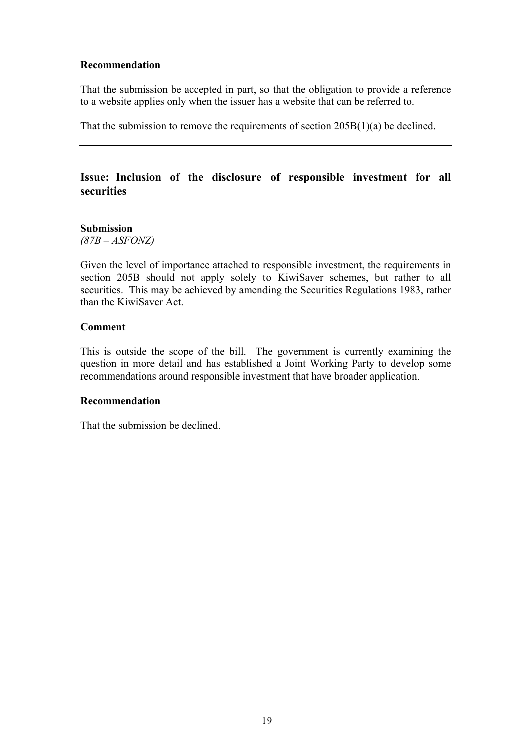**Recommendation**

That the submission be accepted in part, so that the obligation to provide a reference to a website applies only when the issuer has a website that can be referred to.

That the submission to remove the requirements of section 205B(1)(a) be declined.

---

## Issue: Inclusion of the disclosure of responsible investment for all securities

**Submission**
*(87B – ASFONZ)*

Given the level of importance attached to responsible investment, the requirements in section 205B should not apply solely to KiwiSaver schemes, but rather to all securities. This may be achieved by amending the Securities Regulations 1983, rather than the KiwiSaver Act.

**Comment**

This is outside the scope of the bill. The government is currently examining the question in more detail and has established a Joint Working Party to develop some recommendations around responsible investment that have broader application.

**Recommendation**

That the submission be declined.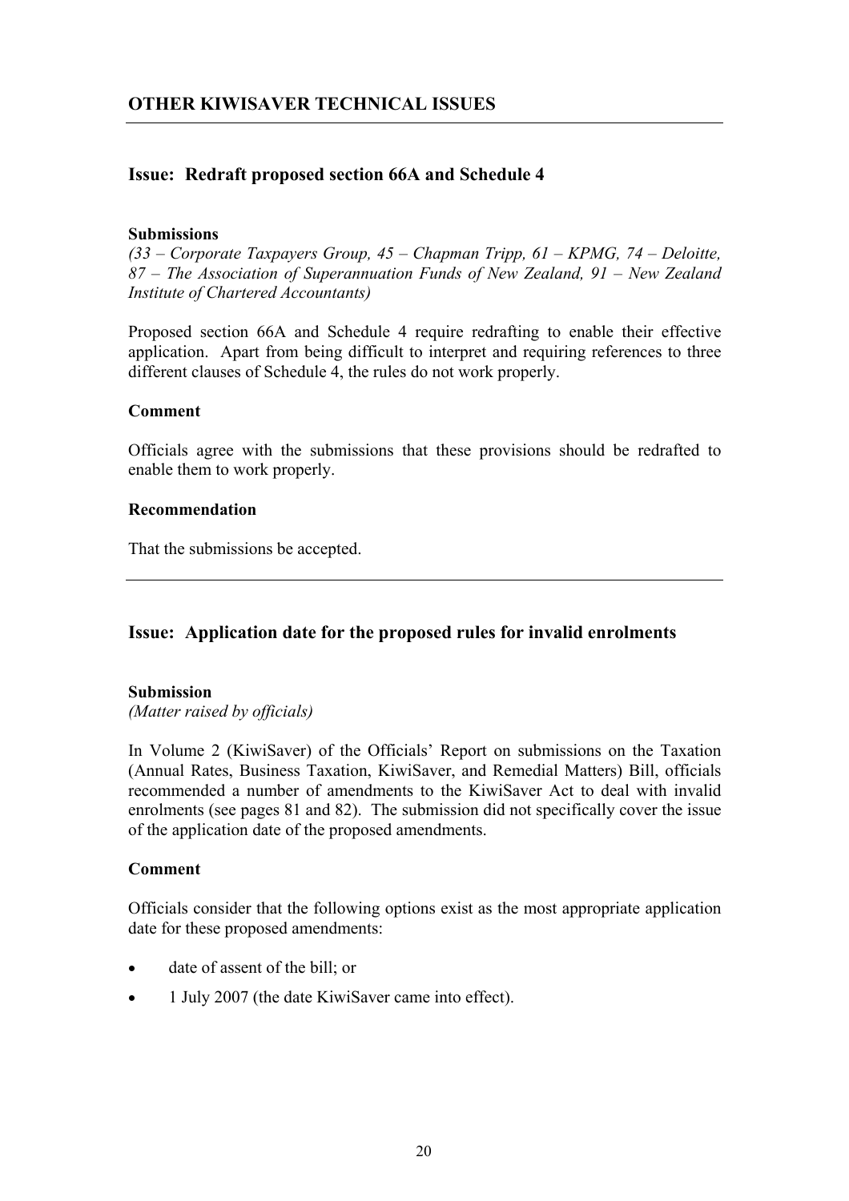## OTHER KIWISAVER TECHNICAL ISSUES

### Issue: Redraft proposed section 66A and Schedule 4

**Submissions**

*(33 – Corporate Taxpayers Group, 45 – Chapman Tripp, 61 – KPMG, 74 – Deloitte, 87 – The Association of Superannuation Funds of New Zealand, 91 – New Zealand Institute of Chartered Accountants)*

Proposed section 66A and Schedule 4 require redrafting to enable their effective application. Apart from being difficult to interpret and requiring references to three different clauses of Schedule 4, the rules do not work properly.

**Comment**

Officials agree with the submissions that these provisions should be redrafted to enable them to work properly.

**Recommendation**

That the submissions be accepted.

---

### Issue: Application date for the proposed rules for invalid enrolments

**Submission**

*(Matter raised by officials)*

In Volume 2 (KiwiSaver) of the Officials' Report on submissions on the Taxation (Annual Rates, Business Taxation, KiwiSaver, and Remedial Matters) Bill, officials recommended a number of amendments to the KiwiSaver Act to deal with invalid enrolments (see pages 81 and 82). The submission did not specifically cover the issue of the application date of the proposed amendments.

**Comment**

Officials consider that the following options exist as the most appropriate application date for these proposed amendments:

- date of assent of the bill; or
- 1 July 2007 (the date KiwiSaver came into effect).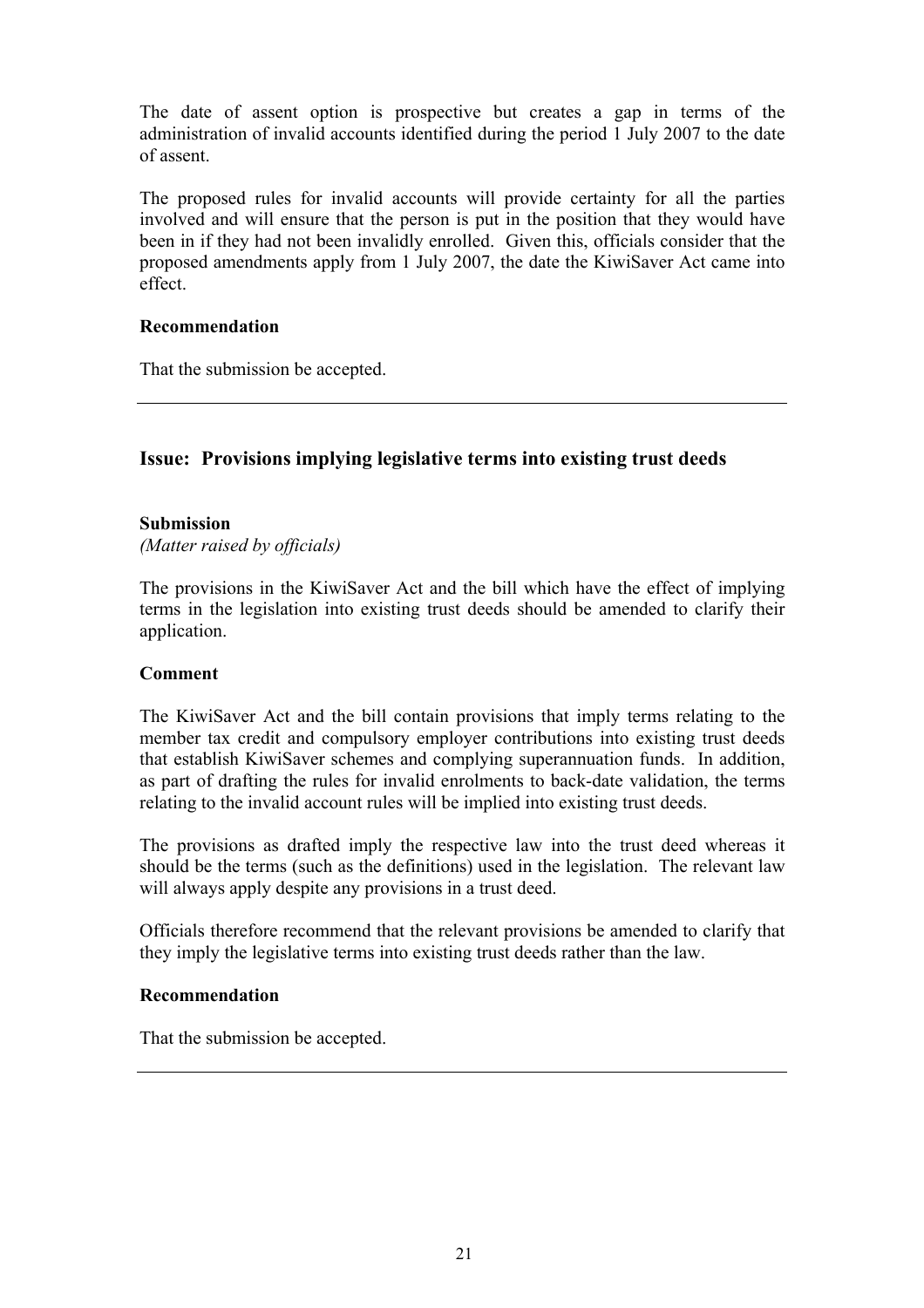The date of assent option is prospective but creates a gap in terms of the administration of invalid accounts identified during the period 1 July 2007 to the date of assent.

The proposed rules for invalid accounts will provide certainty for all the parties involved and will ensure that the person is put in the position that they would have been in if they had not been invalidly enrolled. Given this, officials consider that the proposed amendments apply from 1 July 2007, the date the KiwiSaver Act came into effect.

**Recommendation**

That the submission be accepted.

---

## Issue: Provisions implying legislative terms into existing trust deeds

**Submission**

*(Matter raised by officials)*

The provisions in the KiwiSaver Act and the bill which have the effect of implying terms in the legislation into existing trust deeds should be amended to clarify their application.

**Comment**

The KiwiSaver Act and the bill contain provisions that imply terms relating to the member tax credit and compulsory employer contributions into existing trust deeds that establish KiwiSaver schemes and complying superannuation funds. In addition, as part of drafting the rules for invalid enrolments to back-date validation, the terms relating to the invalid account rules will be implied into existing trust deeds.

The provisions as drafted imply the respective law into the trust deed whereas it should be the terms (such as the definitions) used in the legislation. The relevant law will always apply despite any provisions in a trust deed.

Officials therefore recommend that the relevant provisions be amended to clarify that they imply the legislative terms into existing trust deeds rather than the law.

**Recommendation**

That the submission be accepted.

---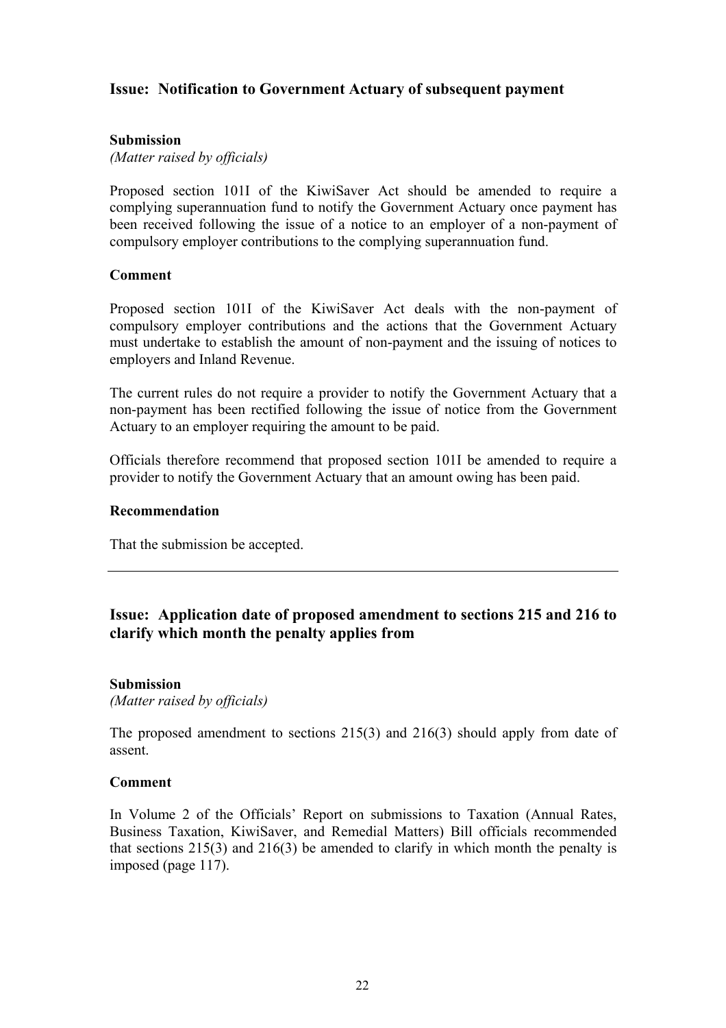## Issue: Notification to Government Actuary of subsequent payment

**Submission**

*(Matter raised by officials)*

Proposed section 101I of the KiwiSaver Act should be amended to require a complying superannuation fund to notify the Government Actuary once payment has been received following the issue of a notice to an employer of a non-payment of compulsory employer contributions to the complying superannuation fund.

**Comment**

Proposed section 101I of the KiwiSaver Act deals with the non-payment of compulsory employer contributions and the actions that the Government Actuary must undertake to establish the amount of non-payment and the issuing of notices to employers and Inland Revenue.

The current rules do not require a provider to notify the Government Actuary that a non-payment has been rectified following the issue of notice from the Government Actuary to an employer requiring the amount to be paid.

Officials therefore recommend that proposed section 101I be amended to require a provider to notify the Government Actuary that an amount owing has been paid.

**Recommendation**

That the submission be accepted.

---

## Issue: Application date of proposed amendment to sections 215 and 216 to clarify which month the penalty applies from

**Submission**

*(Matter raised by officials)*

The proposed amendment to sections 215(3) and 216(3) should apply from date of assent.

**Comment**

In Volume 2 of the Officials' Report on submissions to Taxation (Annual Rates, Business Taxation, KiwiSaver, and Remedial Matters) Bill officials recommended that sections 215(3) and 216(3) be amended to clarify in which month the penalty is imposed (page 117).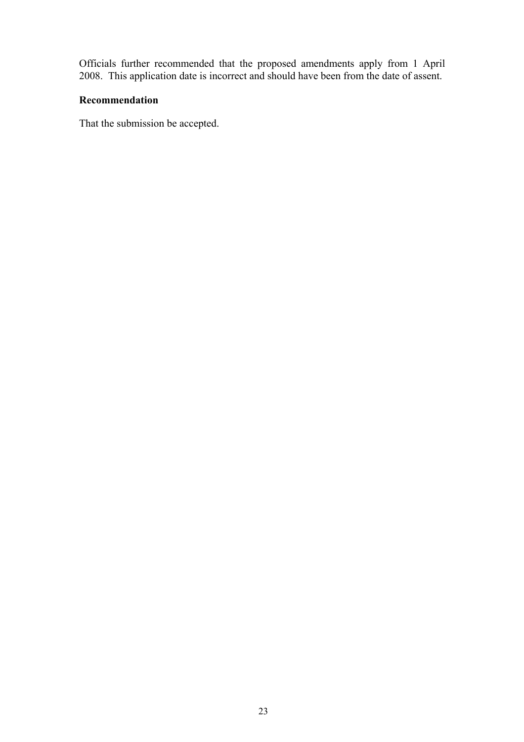Officials further recommended that the proposed amendments apply from 1 April 2008. This application date is incorrect and should have been from the date of assent.

**Recommendation**

That the submission be accepted.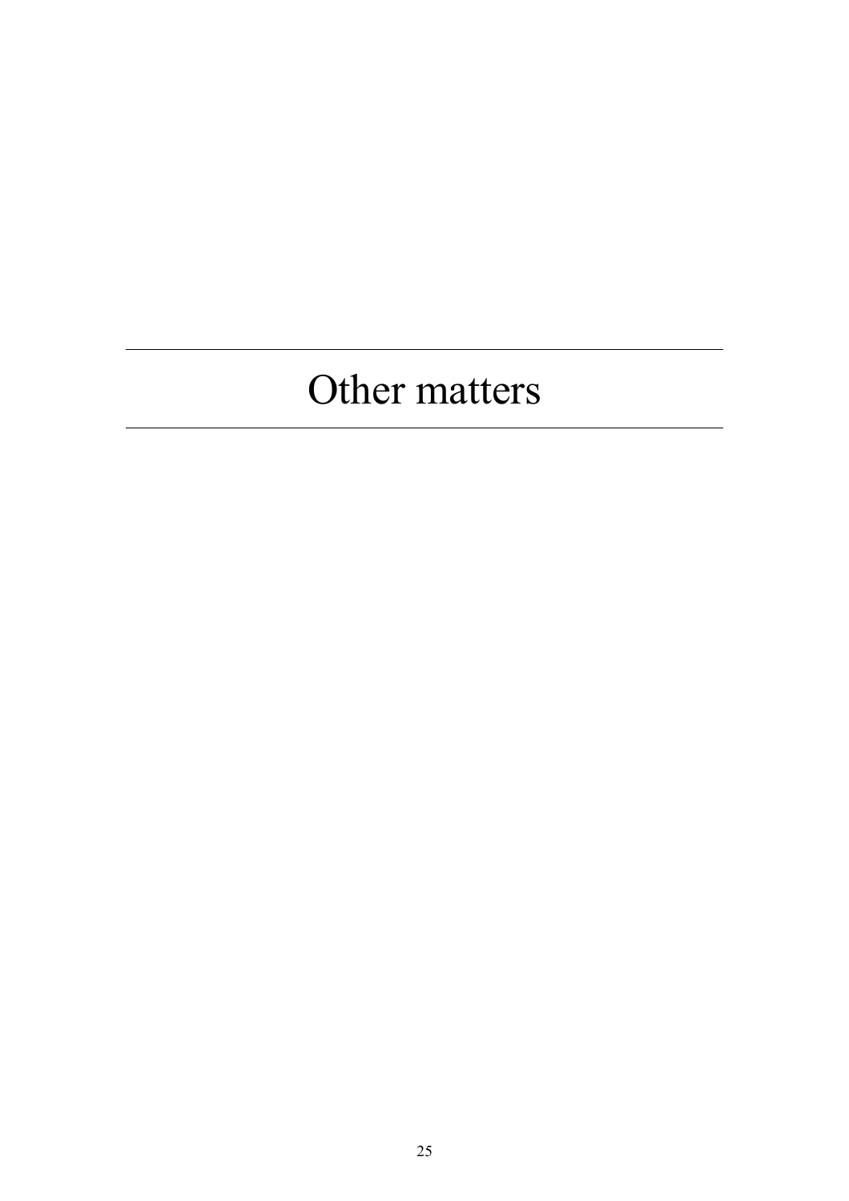# Other matters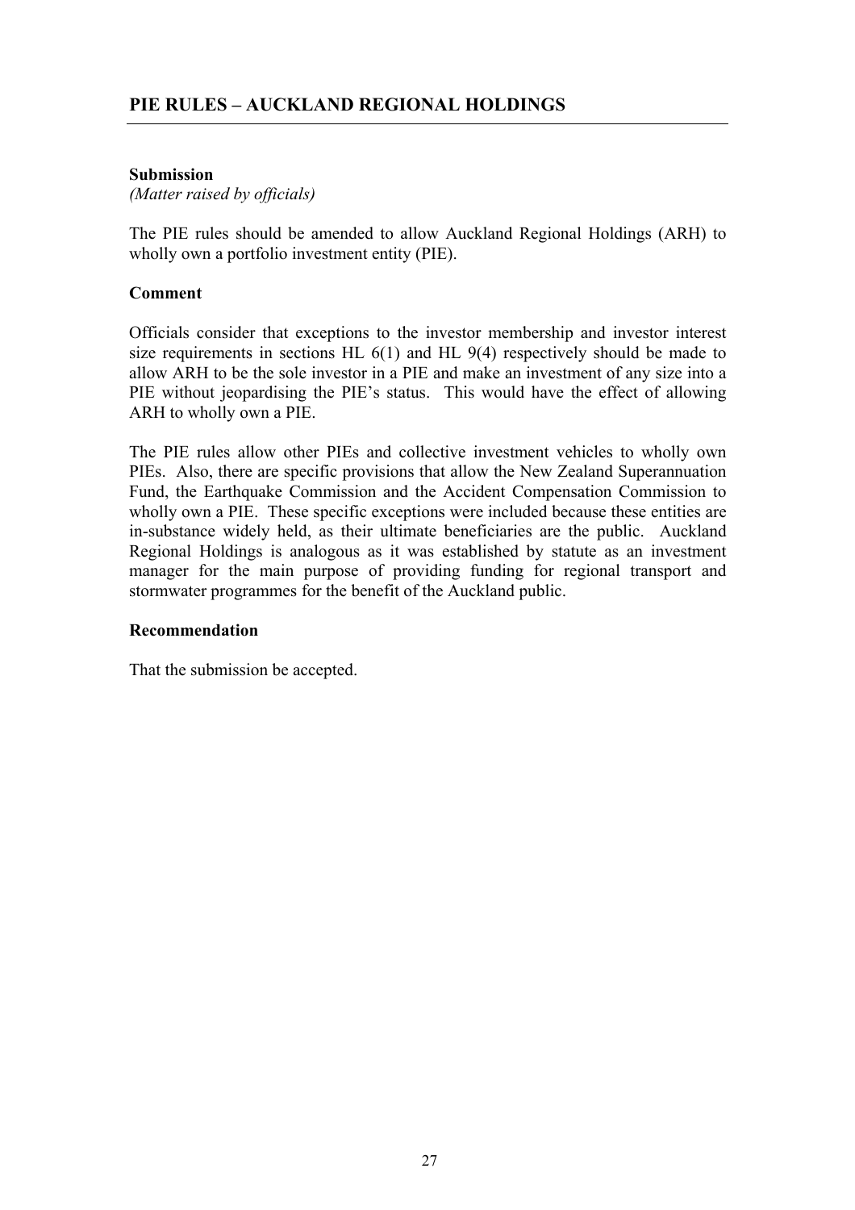## PIE RULES – AUCKLAND REGIONAL HOLDINGS

**Submission**

*(Matter raised by officials)*

The PIE rules should be amended to allow Auckland Regional Holdings (ARH) to wholly own a portfolio investment entity (PIE).

**Comment**

Officials consider that exceptions to the investor membership and investor interest size requirements in sections HL 6(1) and HL 9(4) respectively should be made to allow ARH to be the sole investor in a PIE and make an investment of any size into a PIE without jeopardising the PIE's status. This would have the effect of allowing ARH to wholly own a PIE.

The PIE rules allow other PIEs and collective investment vehicles to wholly own PIEs. Also, there are specific provisions that allow the New Zealand Superannuation Fund, the Earthquake Commission and the Accident Compensation Commission to wholly own a PIE. These specific exceptions were included because these entities are in-substance widely held, as their ultimate beneficiaries are the public. Auckland Regional Holdings is analogous as it was established by statute as an investment manager for the main purpose of providing funding for regional transport and stormwater programmes for the benefit of the Auckland public.

**Recommendation**

That the submission be accepted.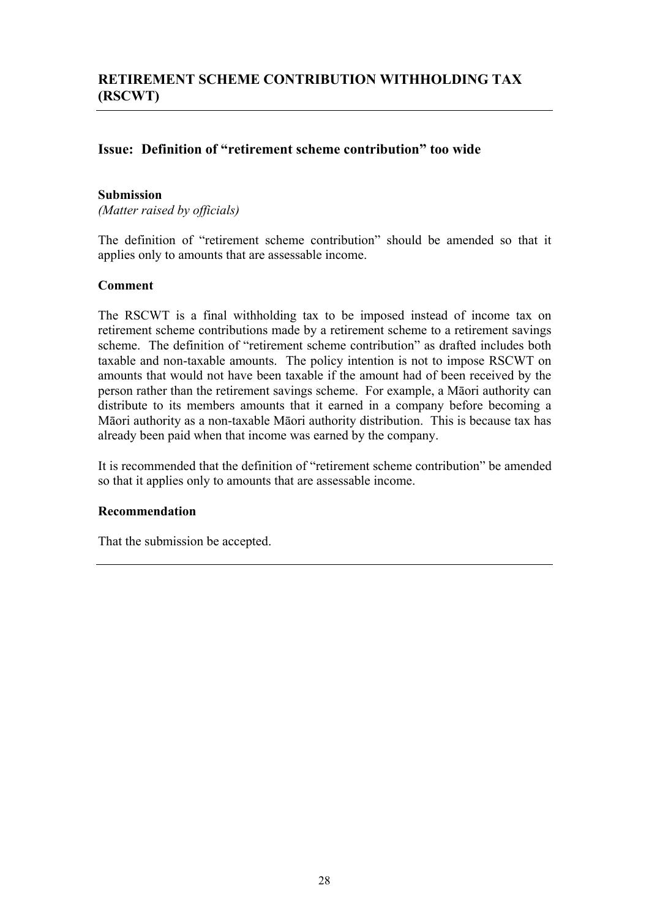## RETIREMENT SCHEME CONTRIBUTION WITHHOLDING TAX (RSCWT)

### Issue: Definition of "retirement scheme contribution" too wide

**Submission**

*(Matter raised by officials)*

The definition of "retirement scheme contribution" should be amended so that it applies only to amounts that are assessable income.

**Comment**

The RSCWT is a final withholding tax to be imposed instead of income tax on retirement scheme contributions made by a retirement scheme to a retirement savings scheme. The definition of "retirement scheme contribution" as drafted includes both taxable and non-taxable amounts. The policy intention is not to impose RSCWT on amounts that would not have been taxable if the amount had of been received by the person rather than the retirement savings scheme. For example, a Māori authority can distribute to its members amounts that it earned in a company before becoming a Māori authority as a non-taxable Māori authority distribution. This is because tax has already been paid when that income was earned by the company.

It is recommended that the definition of "retirement scheme contribution" be amended so that it applies only to amounts that are assessable income.

**Recommendation**

That the submission be accepted.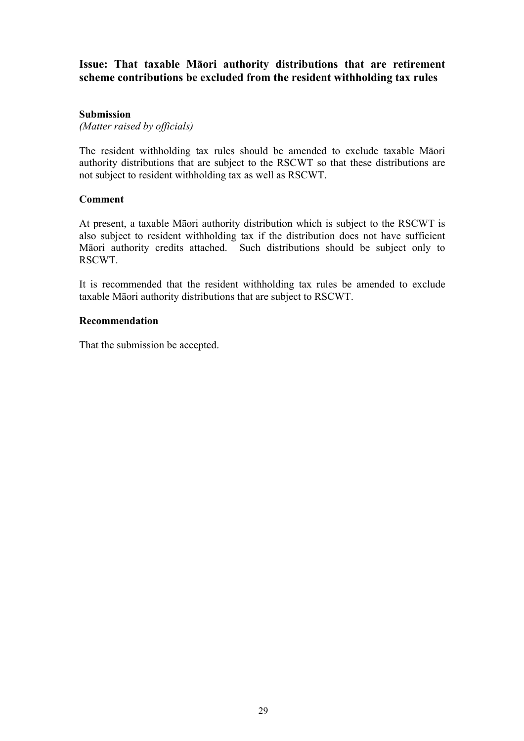## Issue: That taxable Māori authority distributions that are retirement scheme contributions be excluded from the resident withholding tax rules

### Submission

*(Matter raised by officials)*

The resident withholding tax rules should be amended to exclude taxable Māori authority distributions that are subject to the RSCWT so that these distributions are not subject to resident withholding tax as well as RSCWT.

### Comment

At present, a taxable Māori authority distribution which is subject to the RSCWT is also subject to resident withholding tax if the distribution does not have sufficient Māori authority credits attached. Such distributions should be subject only to RSCWT.

It is recommended that the resident withholding tax rules be amended to exclude taxable Māori authority distributions that are subject to RSCWT.

### Recommendation

That the submission be accepted.